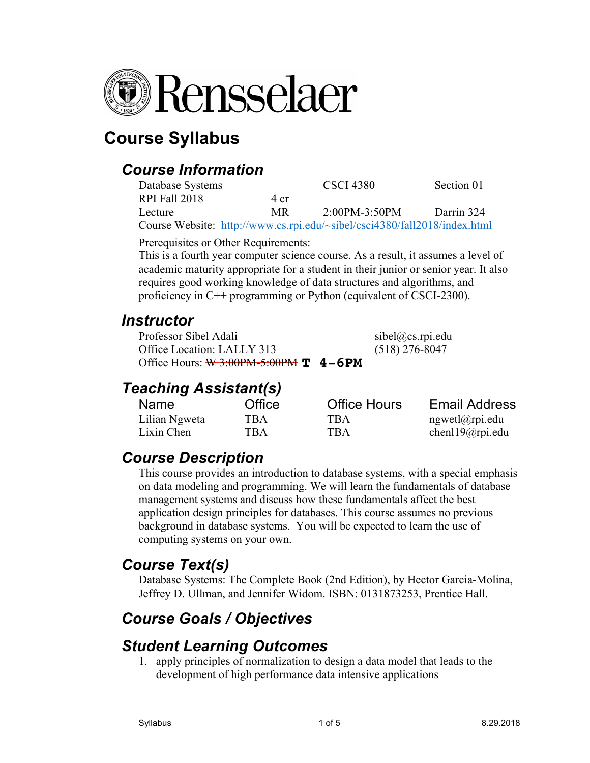Rensselaer

# Course Syllabus

## Course Information

| Database Systems | | CSCI 4380 | Section 01 |
|---|---|---|---|
| RPI Fall 2018 | 4 cr | | |
| Lecture | MR | 2:00PM-3:50PM | Darrin 324 |

Course Website: http://www.cs.rpi.edu/~sibel/csci4380/fall2018/index.html

Prerequisites or Other Requirements:
This is a fourth year computer science course. As a result, it assumes a level of academic maturity appropriate for a student in their junior or senior year. It also requires good working knowledge of data structures and algorithms, and proficiency in C++ programming or Python (equivalent of CSCI-2300).

## Instructor

Professor Sibel Adali — sibel@cs.rpi.edu
Office Location: LALLY 313 — (518) 276-8047
Office Hours: ~~W 3:00PM-5:00PM~~ **T 4-6PM**

## Teaching Assistant(s)

| Name | Office | Office Hours | Email Address |
|---|---|---|---|
| Lilian Ngweta | TBA | TBA | ngwetl@rpi.edu |
| Lixin Chen | TBA | TBA | chenl19@rpi.edu |

## Course Description

This course provides an introduction to database systems, with a special emphasis on data modeling and programming. We will learn the fundamentals of database management systems and discuss how these fundamentals affect the best application design principles for databases. This course assumes no previous background in database systems. You will be expected to learn the use of computing systems on your own.

## Course Text(s)

Database Systems: The Complete Book (2nd Edition), by Hector Garcia-Molina, Jeffrey D. Ullman, and Jennifer Widom. ISBN: 0131873253, Prentice Hall.

## Course Goals / Objectives

## Student Learning Outcomes

1. apply principles of normalization to design a data model that leads to the development of high performance data intensive applications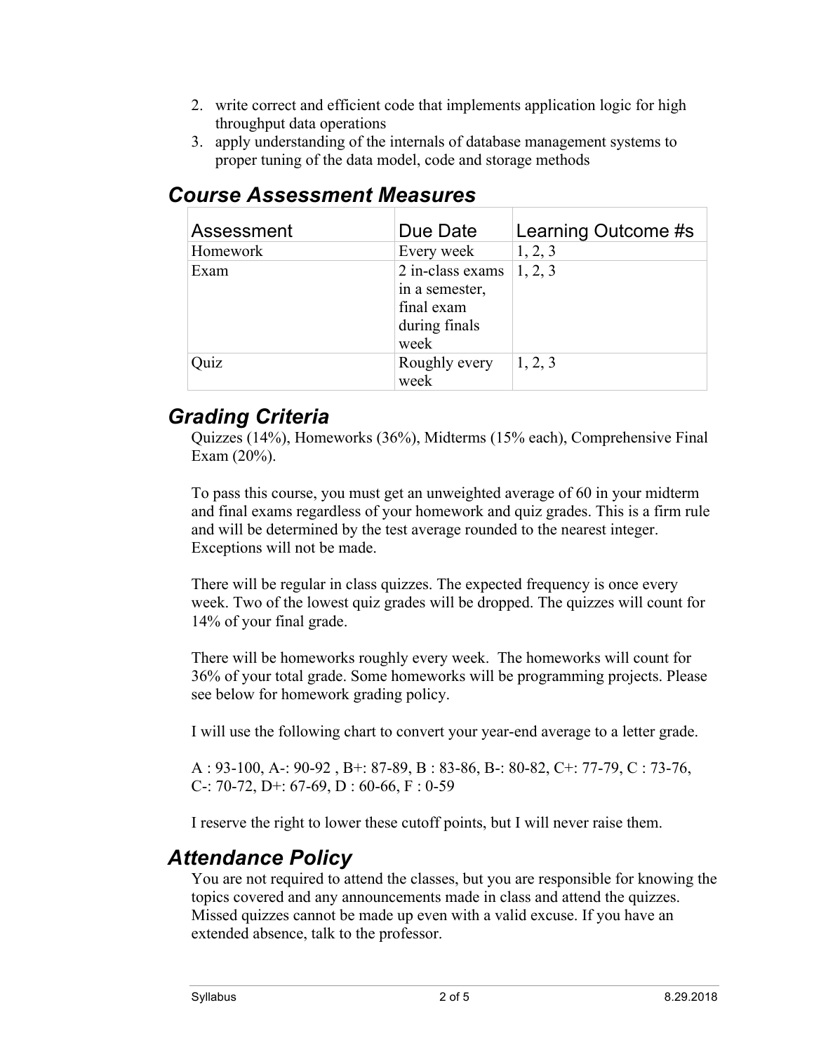2. write correct and efficient code that implements application logic for high throughput data operations
3. apply understanding of the internals of database management systems to proper tuning of the data model, code and storage methods

## Course Assessment Measures

| Assessment | Due Date | Learning Outcome #s |
|---|---|---|
| Homework | Every week | 1, 2, 3 |
| Exam | 2 in-class exams in a semester, final exam during finals week | 1, 2, 3 |
| Quiz | Roughly every week | 1, 2, 3 |

## Grading Criteria

Quizzes (14%), Homeworks (36%), Midterms (15% each), Comprehensive Final Exam (20%).

To pass this course, you must get an unweighted average of 60 in your midterm and final exams regardless of your homework and quiz grades. This is a firm rule and will be determined by the test average rounded to the nearest integer. Exceptions will not be made.

There will be regular in class quizzes. The expected frequency is once every week. Two of the lowest quiz grades will be dropped. The quizzes will count for 14% of your final grade.

There will be homeworks roughly every week. The homeworks will count for 36% of your total grade. Some homeworks will be programming projects. Please see below for homework grading policy.

I will use the following chart to convert your year-end average to a letter grade.

A : 93-100, A-: 90-92 , B+: 87-89, B : 83-86, B-: 80-82, C+: 77-79, C : 73-76, C-: 70-72, D+: 67-69, D : 60-66, F : 0-59

I reserve the right to lower these cutoff points, but I will never raise them.

## Attendance Policy

You are not required to attend the classes, but you are responsible for knowing the topics covered and any announcements made in class and attend the quizzes. Missed quizzes cannot be made up even with a valid excuse. If you have an extended absence, talk to the professor.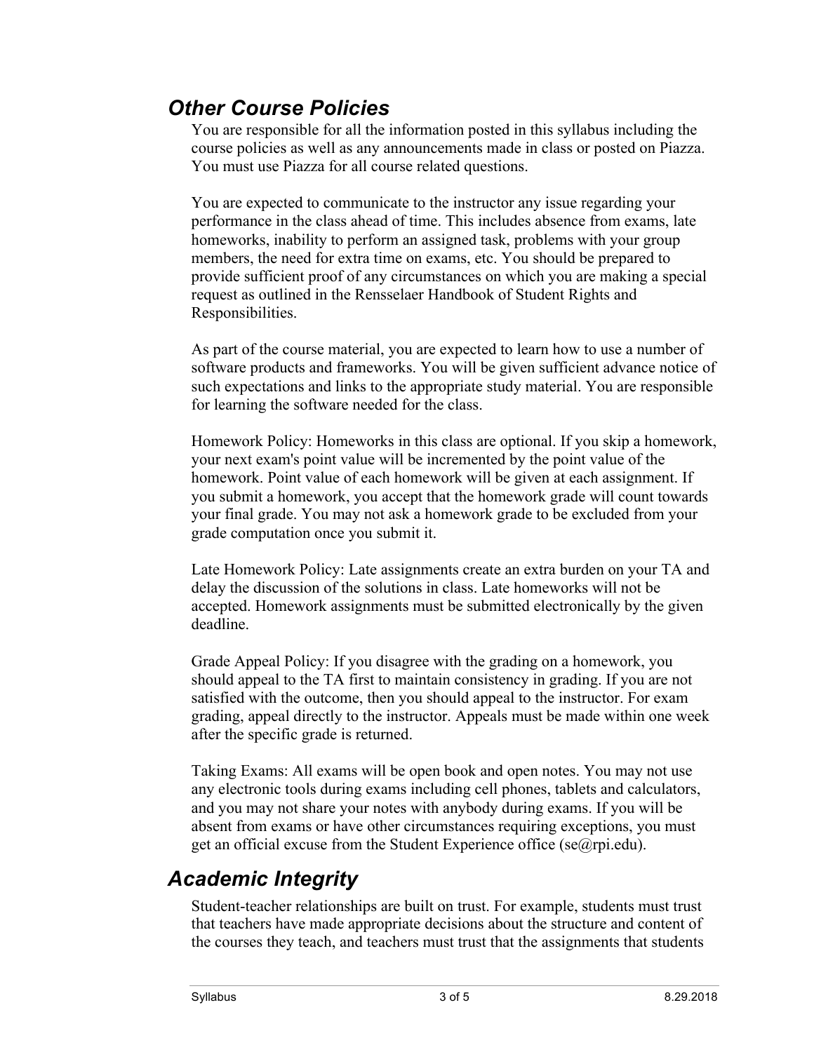## *Other Course Policies*

You are responsible for all the information posted in this syllabus including the course policies as well as any announcements made in class or posted on Piazza. You must use Piazza for all course related questions.

You are expected to communicate to the instructor any issue regarding your performance in the class ahead of time. This includes absence from exams, late homeworks, inability to perform an assigned task, problems with your group members, the need for extra time on exams, etc. You should be prepared to provide sufficient proof of any circumstances on which you are making a special request as outlined in the Rensselaer Handbook of Student Rights and Responsibilities.

As part of the course material, you are expected to learn how to use a number of software products and frameworks. You will be given sufficient advance notice of such expectations and links to the appropriate study material. You are responsible for learning the software needed for the class.

Homework Policy: Homeworks in this class are optional. If you skip a homework, your next exam's point value will be incremented by the point value of the homework. Point value of each homework will be given at each assignment. If you submit a homework, you accept that the homework grade will count towards your final grade. You may not ask a homework grade to be excluded from your grade computation once you submit it.

Late Homework Policy: Late assignments create an extra burden on your TA and delay the discussion of the solutions in class. Late homeworks will not be accepted. Homework assignments must be submitted electronically by the given deadline.

Grade Appeal Policy: If you disagree with the grading on a homework, you should appeal to the TA first to maintain consistency in grading. If you are not satisfied with the outcome, then you should appeal to the instructor. For exam grading, appeal directly to the instructor. Appeals must be made within one week after the specific grade is returned.

Taking Exams: All exams will be open book and open notes. You may not use any electronic tools during exams including cell phones, tablets and calculators, and you may not share your notes with anybody during exams. If you will be absent from exams or have other circumstances requiring exceptions, you must get an official excuse from the Student Experience office (se@rpi.edu).

## *Academic Integrity*

Student-teacher relationships are built on trust. For example, students must trust that teachers have made appropriate decisions about the structure and content of the courses they teach, and teachers must trust that the assignments that students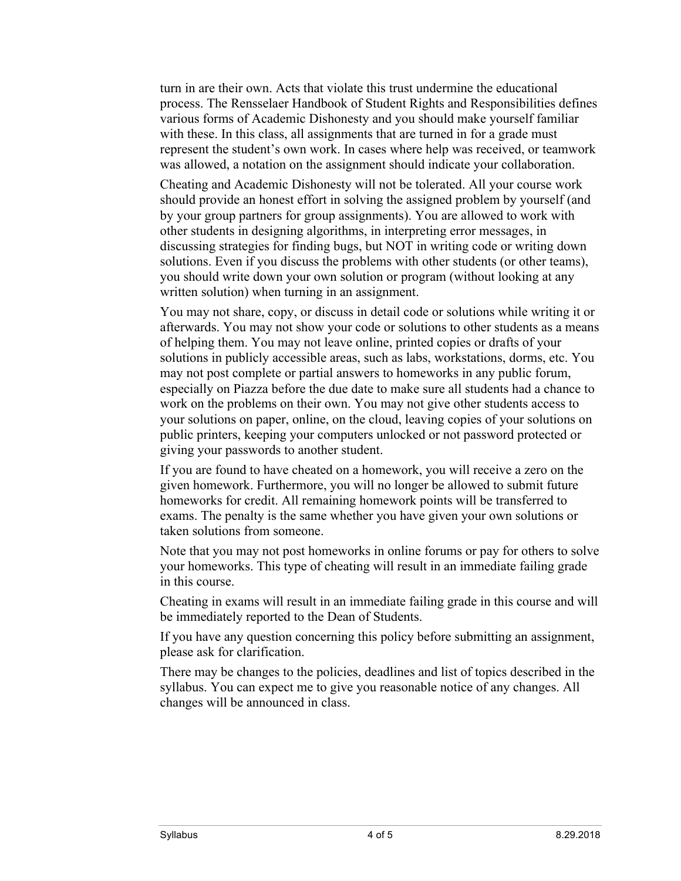turn in are their own. Acts that violate this trust undermine the educational process. The Rensselaer Handbook of Student Rights and Responsibilities defines various forms of Academic Dishonesty and you should make yourself familiar with these. In this class, all assignments that are turned in for a grade must represent the student's own work. In cases where help was received, or teamwork was allowed, a notation on the assignment should indicate your collaboration.

Cheating and Academic Dishonesty will not be tolerated. All your course work should provide an honest effort in solving the assigned problem by yourself (and by your group partners for group assignments). You are allowed to work with other students in designing algorithms, in interpreting error messages, in discussing strategies for finding bugs, but NOT in writing code or writing down solutions. Even if you discuss the problems with other students (or other teams), you should write down your own solution or program (without looking at any written solution) when turning in an assignment.

You may not share, copy, or discuss in detail code or solutions while writing it or afterwards. You may not show your code or solutions to other students as a means of helping them. You may not leave online, printed copies or drafts of your solutions in publicly accessible areas, such as labs, workstations, dorms, etc. You may not post complete or partial answers to homeworks in any public forum, especially on Piazza before the due date to make sure all students had a chance to work on the problems on their own. You may not give other students access to your solutions on paper, online, on the cloud, leaving copies of your solutions on public printers, keeping your computers unlocked or not password protected or giving your passwords to another student.

If you are found to have cheated on a homework, you will receive a zero on the given homework. Furthermore, you will no longer be allowed to submit future homeworks for credit. All remaining homework points will be transferred to exams. The penalty is the same whether you have given your own solutions or taken solutions from someone.

Note that you may not post homeworks in online forums or pay for others to solve your homeworks. This type of cheating will result in an immediate failing grade in this course.

Cheating in exams will result in an immediate failing grade in this course and will be immediately reported to the Dean of Students.

If you have any question concerning this policy before submitting an assignment, please ask for clarification.

There may be changes to the policies, deadlines and list of topics described in the syllabus. You can expect me to give you reasonable notice of any changes. All changes will be announced in class.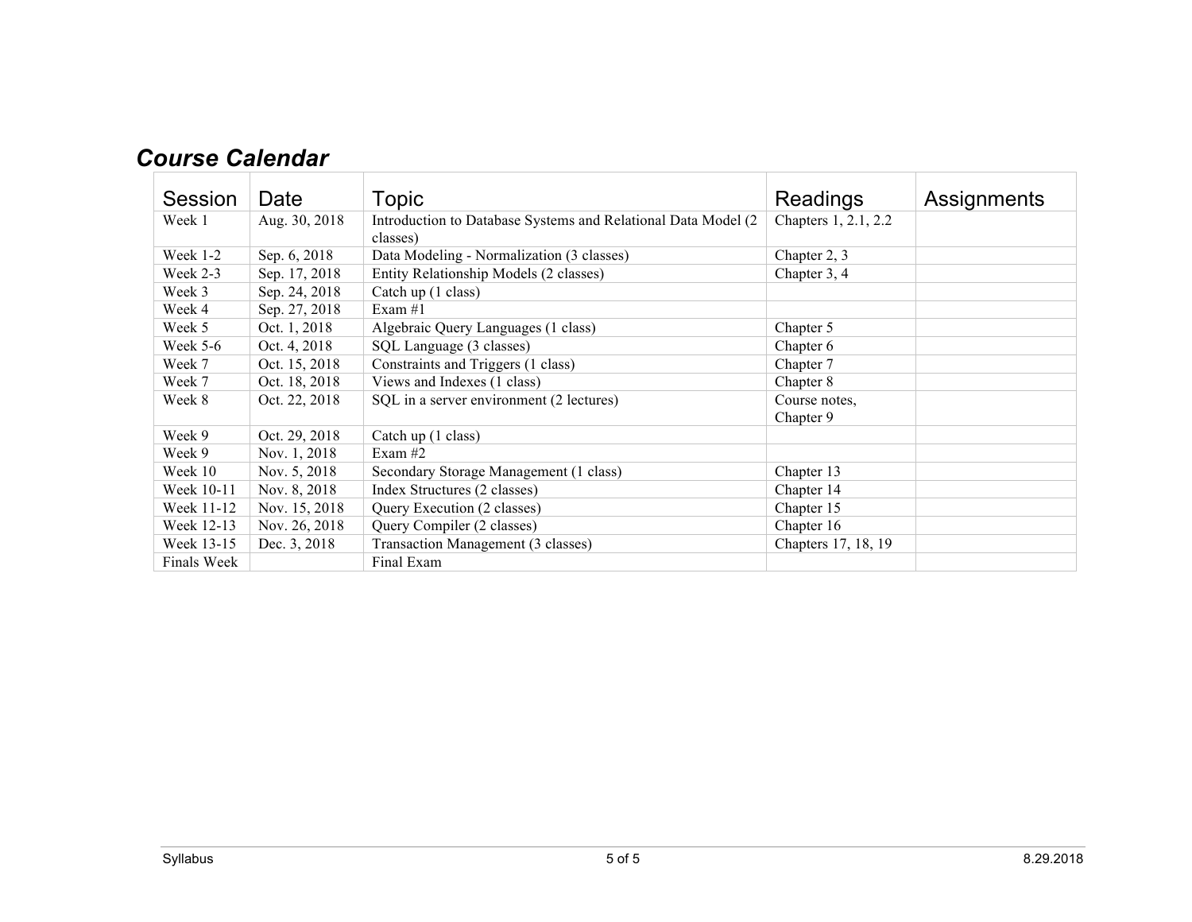## *Course Calendar*

| Session | Date | Topic | Readings | Assignments |
|---|---|---|---|---|
| Week 1 | Aug. 30, 2018 | Introduction to Database Systems and Relational Data Model (2 classes) | Chapters 1, 2.1, 2.2 | |
| Week 1-2 | Sep. 6, 2018 | Data Modeling - Normalization (3 classes) | Chapter 2, 3 | |
| Week 2-3 | Sep. 17, 2018 | Entity Relationship Models (2 classes) | Chapter 3, 4 | |
| Week 3 | Sep. 24, 2018 | Catch up (1 class) | | |
| Week 4 | Sep. 27, 2018 | Exam #1 | | |
| Week 5 | Oct. 1, 2018 | Algebraic Query Languages (1 class) | Chapter 5 | |
| Week 5-6 | Oct. 4, 2018 | SQL Language (3 classes) | Chapter 6 | |
| Week 7 | Oct. 15, 2018 | Constraints and Triggers (1 class) | Chapter 7 | |
| Week 7 | Oct. 18, 2018 | Views and Indexes (1 class) | Chapter 8 | |
| Week 8 | Oct. 22, 2018 | SQL in a server environment (2 lectures) | Course notes, Chapter 9 | |
| Week 9 | Oct. 29, 2018 | Catch up (1 class) | | |
| Week 9 | Nov. 1, 2018 | Exam #2 | | |
| Week 10 | Nov. 5, 2018 | Secondary Storage Management (1 class) | Chapter 13 | |
| Week 10-11 | Nov. 8, 2018 | Index Structures (2 classes) | Chapter 14 | |
| Week 11-12 | Nov. 15, 2018 | Query Execution (2 classes) | Chapter 15 | |
| Week 12-13 | Nov. 26, 2018 | Query Compiler (2 classes) | Chapter 16 | |
| Week 13-15 | Dec. 3, 2018 | Transaction Management (3 classes) | Chapters 17, 18, 19 | |
| Finals Week | | Final Exam | | |